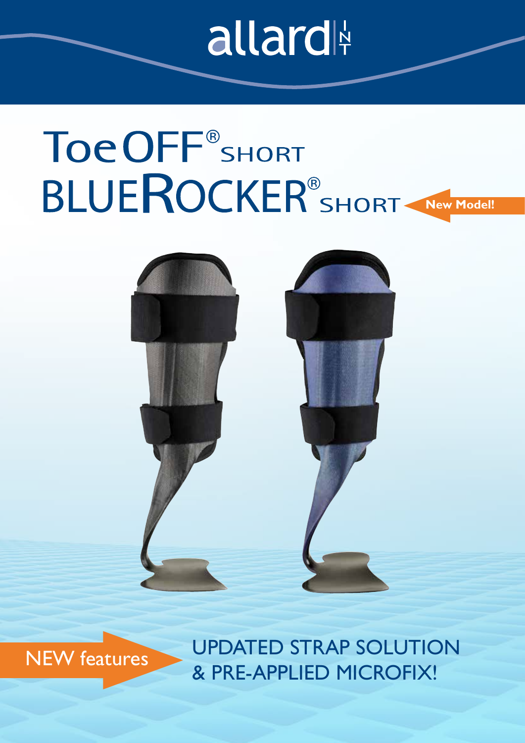allard INT

# ToeOFF® SHORT
# BLUEROCKER® SHORT

**New Model!**

NEW features

UPDATED STRAP SOLUTION
& PRE-APPLIED MICROFIX!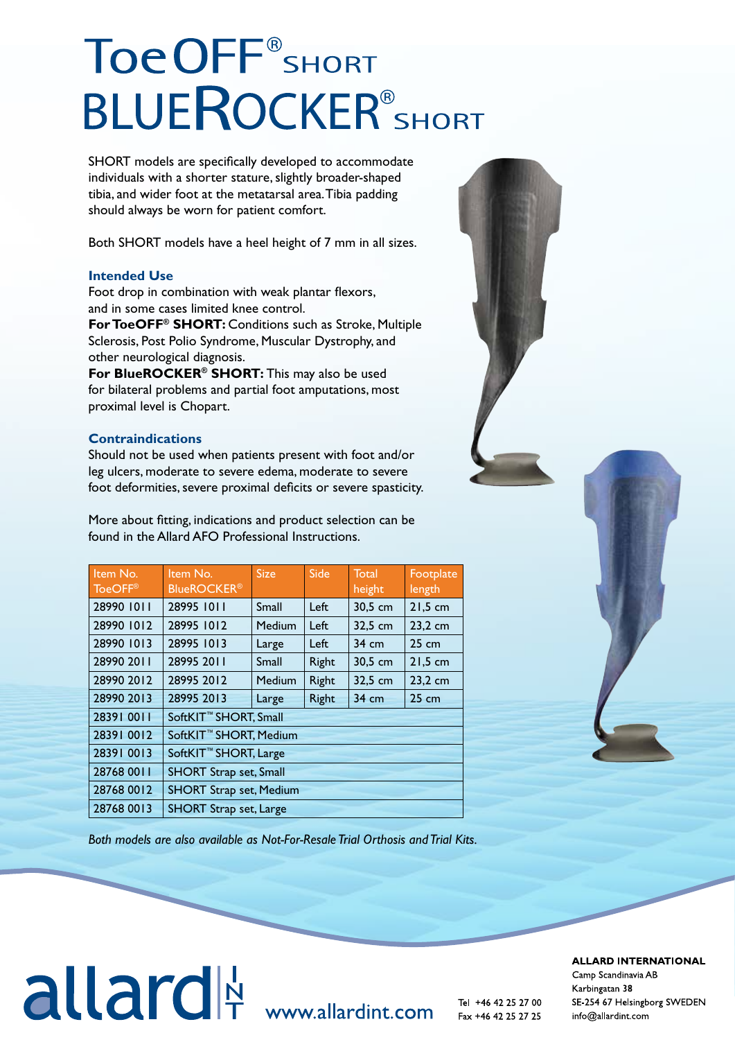# ToeOFF® SHORT
# BLUEROCKER® SHORT

SHORT models are specifically developed to accommodate individuals with a shorter stature, slightly broader-shaped tibia, and wider foot at the metatarsal area. Tibia padding should always be worn for patient comfort.

Both SHORT models have a heel height of 7 mm in all sizes.

### Intended Use

Foot drop in combination with weak plantar flexors, and in some cases limited knee control.
**For ToeOFF® SHORT:** Conditions such as Stroke, Multiple Sclerosis, Post Polio Syndrome, Muscular Dystrophy, and other neurological diagnosis.
**For BlueROCKER® SHORT:** This may also be used for bilateral problems and partial foot amputations, most proximal level is Chopart.

### Contraindications

Should not be used when patients present with foot and/or leg ulcers, moderate to severe edema, moderate to severe foot deformities, severe proximal deficits or severe spasticity.

More about fitting, indications and product selection can be found in the Allard AFO Professional Instructions.

| Item No. ToeOFF® | Item No. BlueROCKER® | Size | Side | Total height | Footplate length |
|---|---|---|---|---|---|
| 28990 1011 | 28995 1011 | Small | Left | 30,5 cm | 21,5 cm |
| 28990 1012 | 28995 1012 | Medium | Left | 32,5 cm | 23,2 cm |
| 28990 1013 | 28995 1013 | Large | Left | 34 cm | 25 cm |
| 28990 2011 | 28995 2011 | Small | Right | 30,5 cm | 21,5 cm |
| 28990 2012 | 28995 2012 | Medium | Right | 32,5 cm | 23,2 cm |
| 28990 2013 | 28995 2013 | Large | Right | 34 cm | 25 cm |
| 28391 0011 | SoftKIT™ SHORT, Small | | | | |
| 28391 0012 | SoftKIT™ SHORT, Medium | | | | |
| 28391 0013 | SoftKIT™ SHORT, Large | | | | |
| 28768 0011 | SHORT Strap set, Small | | | | |
| 28768 0012 | SHORT Strap set, Medium | | | | |
| 28768 0013 | SHORT Strap set, Large | | | | |

*Both models are also available as Not-For-Resale Trial Orthosis and Trial Kits.*

allard INT www.allardint.com

Tel +46 42 25 27 00
Fax +46 42 25 27 25

**ALLARD INTERNATIONAL**
Camp Scandinavia AB
Karbingatan 38
SE-254 67 Helsingborg SWEDEN
info@allardint.com